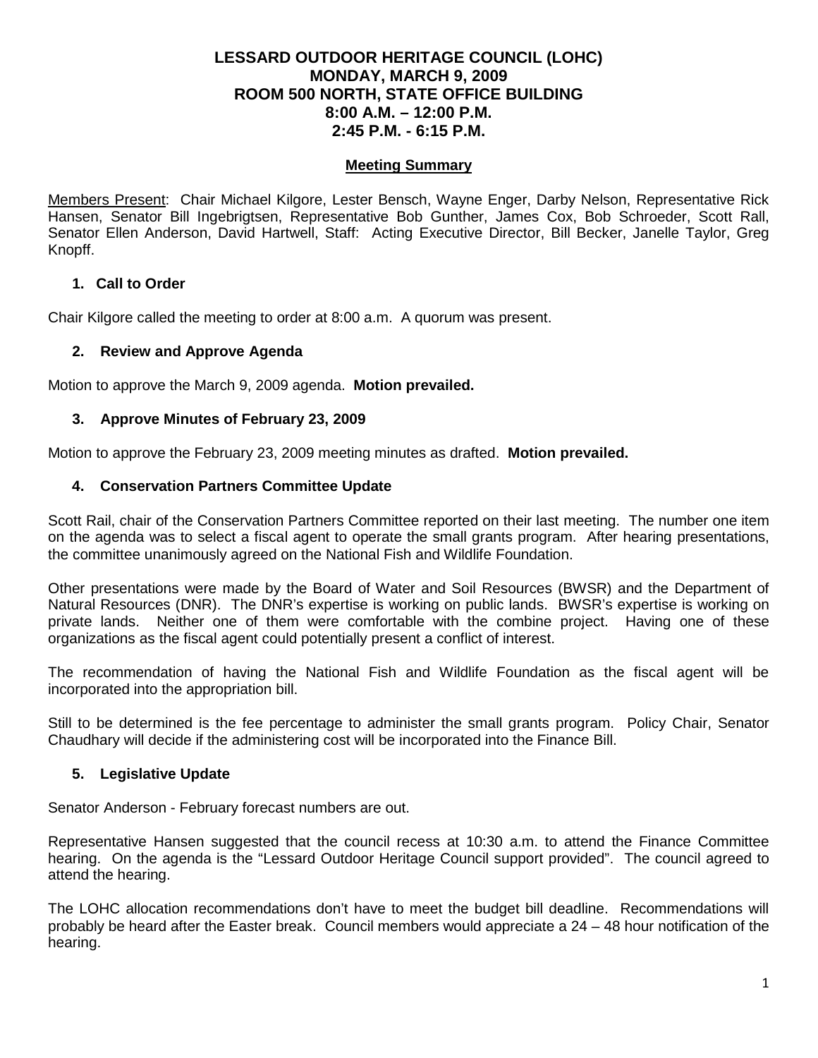# LESSARD OUTDOOR HERITAGE COUNCIL (LOHC)
# MONDAY, MARCH 9, 2009
# ROOM 500 NORTH, STATE OFFICE BUILDING
# 8:00 A.M. – 12:00 P.M.
# 2:45 P.M. - 6:15 P.M.

## Meeting Summary

Members Present: Chair Michael Kilgore, Lester Bensch, Wayne Enger, Darby Nelson, Representative Rick Hansen, Senator Bill Ingebrigtsen, Representative Bob Gunther, James Cox, Bob Schroeder, Scott Rall, Senator Ellen Anderson, David Hartwell, Staff: Acting Executive Director, Bill Becker, Janelle Taylor, Greg Knopff.

### 1. Call to Order

Chair Kilgore called the meeting to order at 8:00 a.m. A quorum was present.

### 2. Review and Approve Agenda

Motion to approve the March 9, 2009 agenda. **Motion prevailed.**

### 3. Approve Minutes of February 23, 2009

Motion to approve the February 23, 2009 meeting minutes as drafted. **Motion prevailed.**

### 4. Conservation Partners Committee Update

Scott Rail, chair of the Conservation Partners Committee reported on their last meeting. The number one item on the agenda was to select a fiscal agent to operate the small grants program. After hearing presentations, the committee unanimously agreed on the National Fish and Wildlife Foundation.

Other presentations were made by the Board of Water and Soil Resources (BWSR) and the Department of Natural Resources (DNR). The DNR's expertise is working on public lands. BWSR's expertise is working on private lands. Neither one of them were comfortable with the combine project. Having one of these organizations as the fiscal agent could potentially present a conflict of interest.

The recommendation of having the National Fish and Wildlife Foundation as the fiscal agent will be incorporated into the appropriation bill.

Still to be determined is the fee percentage to administer the small grants program. Policy Chair, Senator Chaudhary will decide if the administering cost will be incorporated into the Finance Bill.

### 5. Legislative Update

Senator Anderson - February forecast numbers are out.

Representative Hansen suggested that the council recess at 10:30 a.m. to attend the Finance Committee hearing. On the agenda is the "Lessard Outdoor Heritage Council support provided". The council agreed to attend the hearing.

The LOHC allocation recommendations don't have to meet the budget bill deadline. Recommendations will probably be heard after the Easter break. Council members would appreciate a 24 – 48 hour notification of the hearing.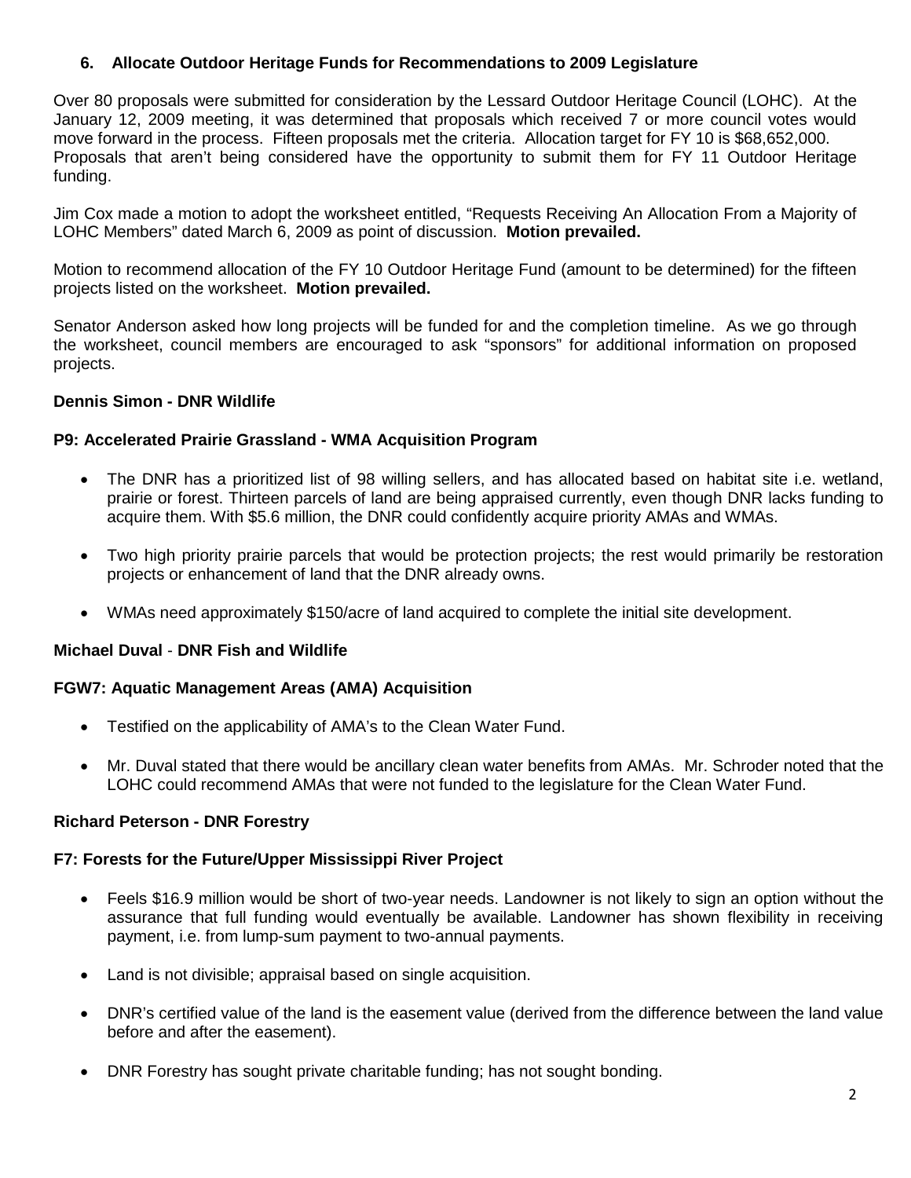### 6. Allocate Outdoor Heritage Funds for Recommendations to 2009 Legislature

Over 80 proposals were submitted for consideration by the Lessard Outdoor Heritage Council (LOHC). At the January 12, 2009 meeting, it was determined that proposals which received 7 or more council votes would move forward in the process. Fifteen proposals met the criteria. Allocation target for FY 10 is $68,652,000. Proposals that aren't being considered have the opportunity to submit them for FY 11 Outdoor Heritage funding.

Jim Cox made a motion to adopt the worksheet entitled, "Requests Receiving An Allocation From a Majority of LOHC Members" dated March 6, 2009 as point of discussion. **Motion prevailed.**

Motion to recommend allocation of the FY 10 Outdoor Heritage Fund (amount to be determined) for the fifteen projects listed on the worksheet. **Motion prevailed.**

Senator Anderson asked how long projects will be funded for and the completion timeline. As we go through the worksheet, council members are encouraged to ask "sponsors" for additional information on proposed projects.

**Dennis Simon - DNR Wildlife**

**P9: Accelerated Prairie Grassland - WMA Acquisition Program**

- The DNR has a prioritized list of 98 willing sellers, and has allocated based on habitat site i.e. wetland, prairie or forest. Thirteen parcels of land are being appraised currently, even though DNR lacks funding to acquire them. With $5.6 million, the DNR could confidently acquire priority AMAs and WMAs.
- Two high priority prairie parcels that would be protection projects; the rest would primarily be restoration projects or enhancement of land that the DNR already owns.
- WMAs need approximately $150/acre of land acquired to complete the initial site development.

**Michael Duval - DNR Fish and Wildlife**

**FGW7: Aquatic Management Areas (AMA) Acquisition**

- Testified on the applicability of AMA's to the Clean Water Fund.
- Mr. Duval stated that there would be ancillary clean water benefits from AMAs. Mr. Schroder noted that the LOHC could recommend AMAs that were not funded to the legislature for the Clean Water Fund.

**Richard Peterson - DNR Forestry**

**F7: Forests for the Future/Upper Mississippi River Project**

- Feels $16.9 million would be short of two-year needs. Landowner is not likely to sign an option without the assurance that full funding would eventually be available. Landowner has shown flexibility in receiving payment, i.e. from lump-sum payment to two-annual payments.
- Land is not divisible; appraisal based on single acquisition.
- DNR's certified value of the land is the easement value (derived from the difference between the land value before and after the easement).
- DNR Forestry has sought private charitable funding; has not sought bonding.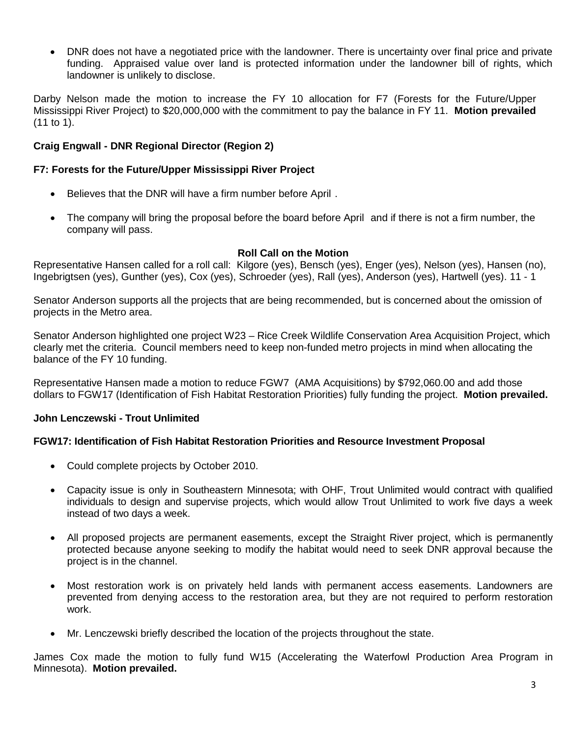- DNR does not have a negotiated price with the landowner. There is uncertainty over final price and private funding. Appraised value over land is protected information under the landowner bill of rights, which landowner is unlikely to disclose.

Darby Nelson made the motion to increase the FY 10 allocation for F7 (Forests for the Future/Upper Mississippi River Project) to $20,000,000 with the commitment to pay the balance in FY 11. **Motion prevailed** (11 to 1).

**Craig Engwall - DNR Regional Director (Region 2)**

**F7: Forests for the Future/Upper Mississippi River Project**

- Believes that the DNR will have a firm number before April .
- The company will bring the proposal before the board before April and if there is not a firm number, the company will pass.

**Roll Call on the Motion**

Representative Hansen called for a roll call: Kilgore (yes), Bensch (yes), Enger (yes), Nelson (yes), Hansen (no), Ingebrigtsen (yes), Gunther (yes), Cox (yes), Schroeder (yes), Rall (yes), Anderson (yes), Hartwell (yes). 11 - 1

Senator Anderson supports all the projects that are being recommended, but is concerned about the omission of projects in the Metro area.

Senator Anderson highlighted one project W23 – Rice Creek Wildlife Conservation Area Acquisition Project, which clearly met the criteria. Council members need to keep non-funded metro projects in mind when allocating the balance of the FY 10 funding.

Representative Hansen made a motion to reduce FGW7 (AMA Acquisitions) by $792,060.00 and add those dollars to FGW17 (Identification of Fish Habitat Restoration Priorities) fully funding the project. **Motion prevailed.**

**John Lenczewski - Trout Unlimited**

**FGW17: Identification of Fish Habitat Restoration Priorities and Resource Investment Proposal**

- Could complete projects by October 2010.
- Capacity issue is only in Southeastern Minnesota; with OHF, Trout Unlimited would contract with qualified individuals to design and supervise projects, which would allow Trout Unlimited to work five days a week instead of two days a week.
- All proposed projects are permanent easements, except the Straight River project, which is permanently protected because anyone seeking to modify the habitat would need to seek DNR approval because the project is in the channel.
- Most restoration work is on privately held lands with permanent access easements. Landowners are prevented from denying access to the restoration area, but they are not required to perform restoration work.
- Mr. Lenczewski briefly described the location of the projects throughout the state.

James Cox made the motion to fully fund W15 (Accelerating the Waterfowl Production Area Program in Minnesota). **Motion prevailed.**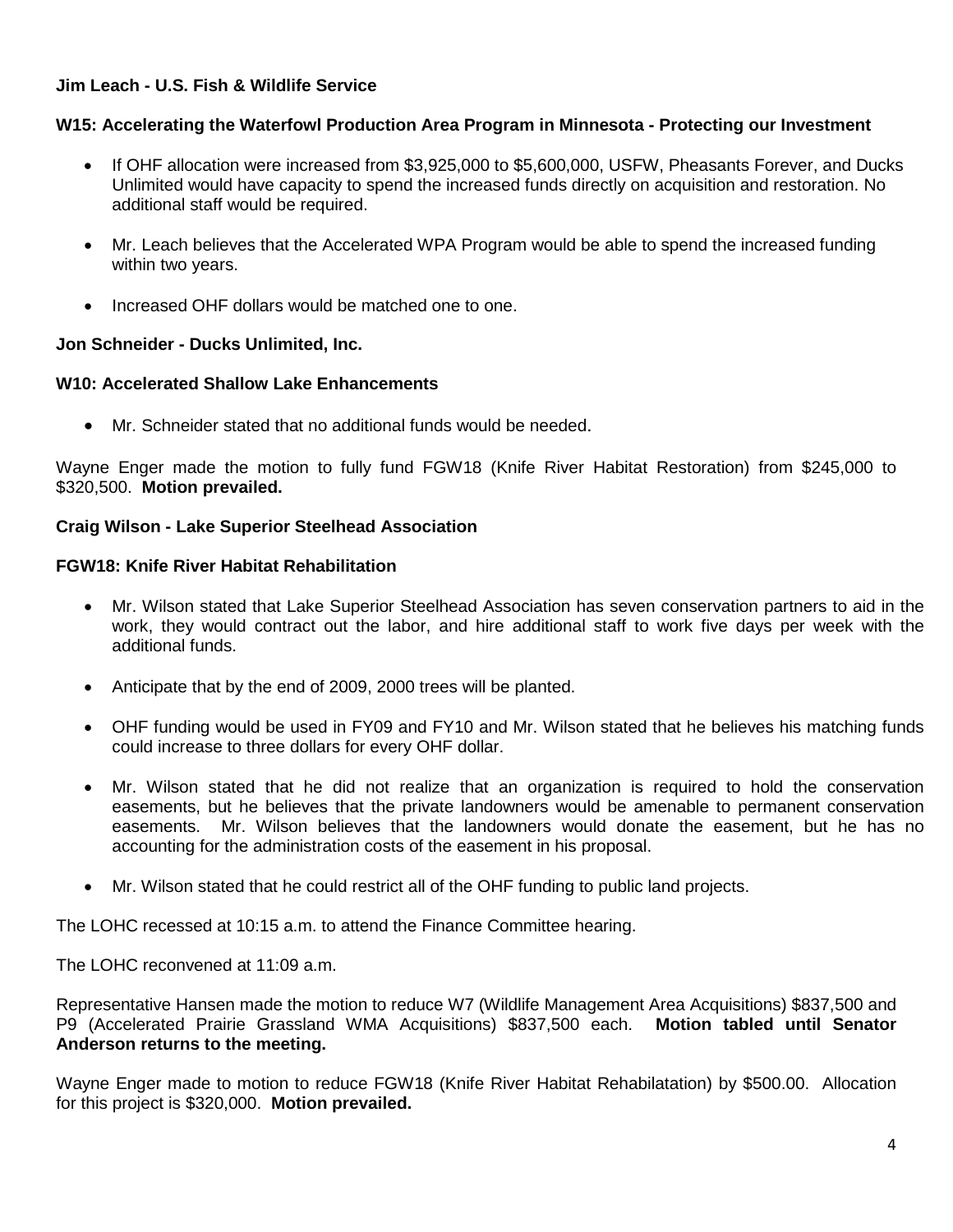**Jim Leach - U.S. Fish & Wildlife Service**

**W15: Accelerating the Waterfowl Production Area Program in Minnesota - Protecting our Investment**

- If OHF allocation were increased from $3,925,000 to $5,600,000, USFW, Pheasants Forever, and Ducks Unlimited would have capacity to spend the increased funds directly on acquisition and restoration. No additional staff would be required.
- Mr. Leach believes that the Accelerated WPA Program would be able to spend the increased funding within two years.
- Increased OHF dollars would be matched one to one.

**Jon Schneider - Ducks Unlimited, Inc.**

**W10: Accelerated Shallow Lake Enhancements**

- Mr. Schneider stated that no additional funds would be needed.

Wayne Enger made the motion to fully fund FGW18 (Knife River Habitat Restoration) from $245,000 to $320,500. **Motion prevailed.**

**Craig Wilson - Lake Superior Steelhead Association**

**FGW18: Knife River Habitat Rehabilitation**

- Mr. Wilson stated that Lake Superior Steelhead Association has seven conservation partners to aid in the work, they would contract out the labor, and hire additional staff to work five days per week with the additional funds.
- Anticipate that by the end of 2009, 2000 trees will be planted.
- OHF funding would be used in FY09 and FY10 and Mr. Wilson stated that he believes his matching funds could increase to three dollars for every OHF dollar.
- Mr. Wilson stated that he did not realize that an organization is required to hold the conservation easements, but he believes that the private landowners would be amenable to permanent conservation easements. Mr. Wilson believes that the landowners would donate the easement, but he has no accounting for the administration costs of the easement in his proposal.
- Mr. Wilson stated that he could restrict all of the OHF funding to public land projects.

The LOHC recessed at 10:15 a.m. to attend the Finance Committee hearing.

The LOHC reconvened at 11:09 a.m.

Representative Hansen made the motion to reduce W7 (Wildlife Management Area Acquisitions) $837,500 and P9 (Accelerated Prairie Grassland WMA Acquisitions) $837,500 each. **Motion tabled until Senator Anderson returns to the meeting.**

Wayne Enger made to motion to reduce FGW18 (Knife River Habitat Rehabilatation) by $500.00. Allocation for this project is $320,000. **Motion prevailed.**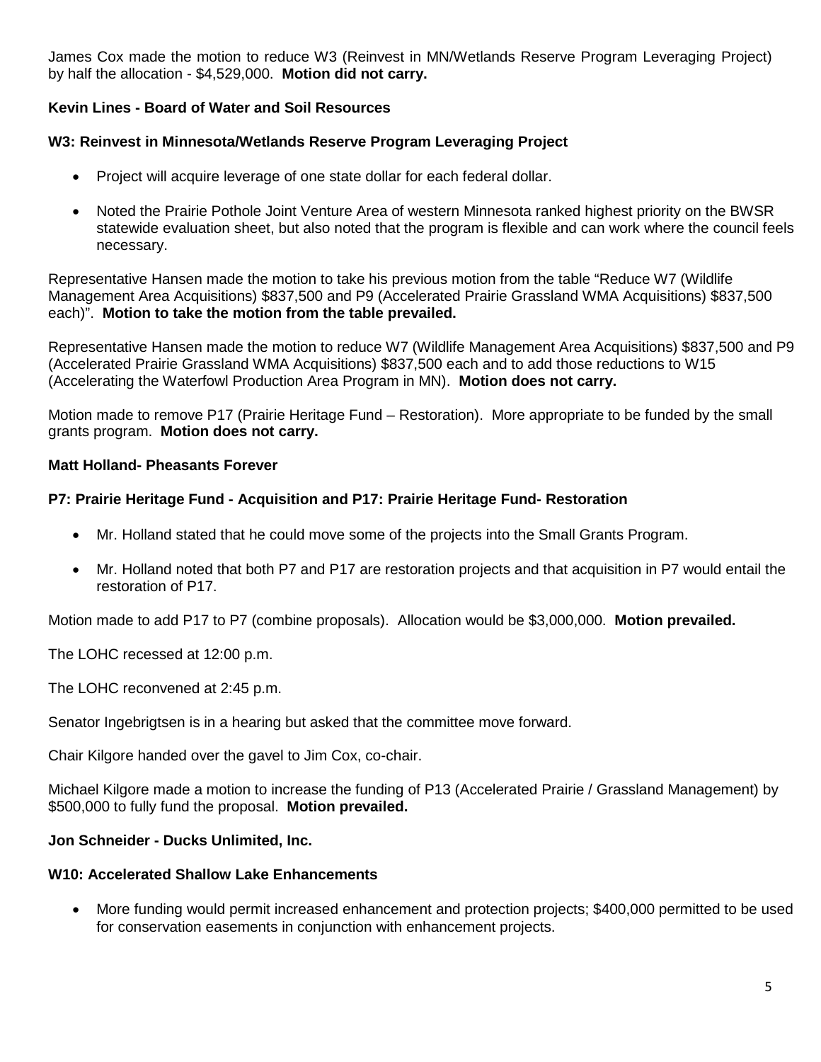James Cox made the motion to reduce W3 (Reinvest in MN/Wetlands Reserve Program Leveraging Project) by half the allocation - $4,529,000. **Motion did not carry.**

**Kevin Lines - Board of Water and Soil Resources**

**W3: Reinvest in Minnesota/Wetlands Reserve Program Leveraging Project**

- Project will acquire leverage of one state dollar for each federal dollar.
- Noted the Prairie Pothole Joint Venture Area of western Minnesota ranked highest priority on the BWSR statewide evaluation sheet, but also noted that the program is flexible and can work where the council feels necessary.

Representative Hansen made the motion to take his previous motion from the table "Reduce W7 (Wildlife Management Area Acquisitions) $837,500 and P9 (Accelerated Prairie Grassland WMA Acquisitions) $837,500 each)". **Motion to take the motion from the table prevailed.**

Representative Hansen made the motion to reduce W7 (Wildlife Management Area Acquisitions) $837,500 and P9 (Accelerated Prairie Grassland WMA Acquisitions) $837,500 each and to add those reductions to W15 (Accelerating the Waterfowl Production Area Program in MN). **Motion does not carry.**

Motion made to remove P17 (Prairie Heritage Fund – Restoration). More appropriate to be funded by the small grants program. **Motion does not carry.**

**Matt Holland- Pheasants Forever**

**P7: Prairie Heritage Fund - Acquisition and P17: Prairie Heritage Fund- Restoration**

- Mr. Holland stated that he could move some of the projects into the Small Grants Program.
- Mr. Holland noted that both P7 and P17 are restoration projects and that acquisition in P7 would entail the restoration of P17.

Motion made to add P17 to P7 (combine proposals). Allocation would be $3,000,000. **Motion prevailed.**

The LOHC recessed at 12:00 p.m.

The LOHC reconvened at 2:45 p.m.

Senator Ingebrigtsen is in a hearing but asked that the committee move forward.

Chair Kilgore handed over the gavel to Jim Cox, co-chair.

Michael Kilgore made a motion to increase the funding of P13 (Accelerated Prairie / Grassland Management) by $500,000 to fully fund the proposal. **Motion prevailed.**

**Jon Schneider - Ducks Unlimited, Inc.**

**W10: Accelerated Shallow Lake Enhancements**

- More funding would permit increased enhancement and protection projects; $400,000 permitted to be used for conservation easements in conjunction with enhancement projects.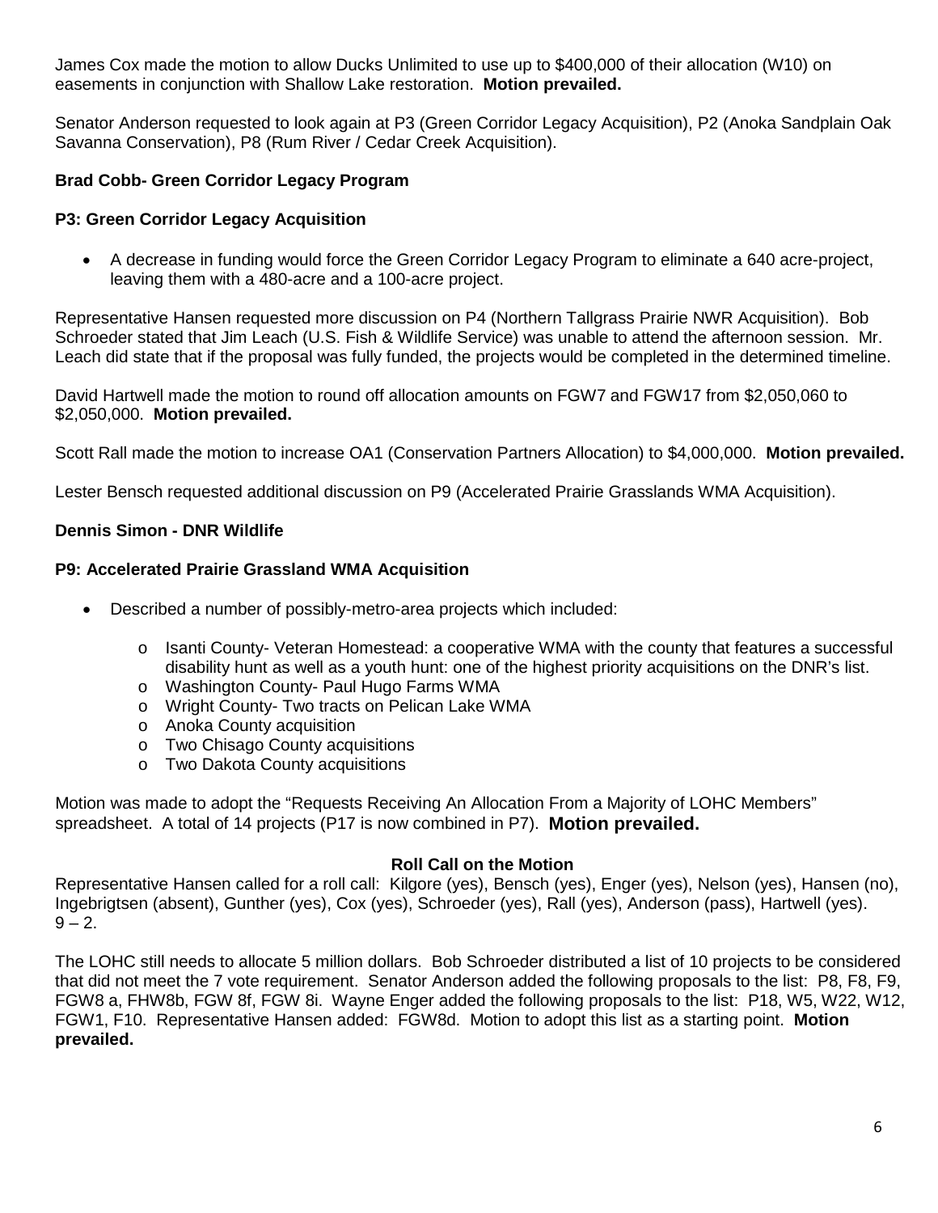James Cox made the motion to allow Ducks Unlimited to use up to $400,000 of their allocation (W10) on easements in conjunction with Shallow Lake restoration. **Motion prevailed.**

Senator Anderson requested to look again at P3 (Green Corridor Legacy Acquisition), P2 (Anoka Sandplain Oak Savanna Conservation), P8 (Rum River / Cedar Creek Acquisition).

**Brad Cobb- Green Corridor Legacy Program**

**P3: Green Corridor Legacy Acquisition**

- A decrease in funding would force the Green Corridor Legacy Program to eliminate a 640 acre-project, leaving them with a 480-acre and a 100-acre project.

Representative Hansen requested more discussion on P4 (Northern Tallgrass Prairie NWR Acquisition). Bob Schroeder stated that Jim Leach (U.S. Fish & Wildlife Service) was unable to attend the afternoon session. Mr. Leach did state that if the proposal was fully funded, the projects would be completed in the determined timeline.

David Hartwell made the motion to round off allocation amounts on FGW7 and FGW17 from $2,050,060 to $2,050,000. **Motion prevailed.**

Scott Rall made the motion to increase OA1 (Conservation Partners Allocation) to $4,000,000. **Motion prevailed.**

Lester Bensch requested additional discussion on P9 (Accelerated Prairie Grasslands WMA Acquisition).

**Dennis Simon - DNR Wildlife**

**P9: Accelerated Prairie Grassland WMA Acquisition**

- Described a number of possibly-metro-area projects which included:
  - Isanti County- Veteran Homestead: a cooperative WMA with the county that features a successful disability hunt as well as a youth hunt: one of the highest priority acquisitions on the DNR's list.
  - Washington County- Paul Hugo Farms WMA
  - Wright County- Two tracts on Pelican Lake WMA
  - Anoka County acquisition
  - Two Chisago County acquisitions
  - Two Dakota County acquisitions

Motion was made to adopt the "Requests Receiving An Allocation From a Majority of LOHC Members" spreadsheet. A total of 14 projects (P17 is now combined in P7). **Motion prevailed.**

**Roll Call on the Motion**

Representative Hansen called for a roll call: Kilgore (yes), Bensch (yes), Enger (yes), Nelson (yes), Hansen (no), Ingebrigtsen (absent), Gunther (yes), Cox (yes), Schroeder (yes), Rall (yes), Anderson (pass), Hartwell (yes). 9 – 2.

The LOHC still needs to allocate 5 million dollars. Bob Schroeder distributed a list of 10 projects to be considered that did not meet the 7 vote requirement. Senator Anderson added the following proposals to the list: P8, F8, F9, FGW8 a, FHW8b, FGW 8f, FGW 8i. Wayne Enger added the following proposals to the list: P18, W5, W22, W12, FGW1, F10. Representative Hansen added: FGW8d. Motion to adopt this list as a starting point. **Motion prevailed.**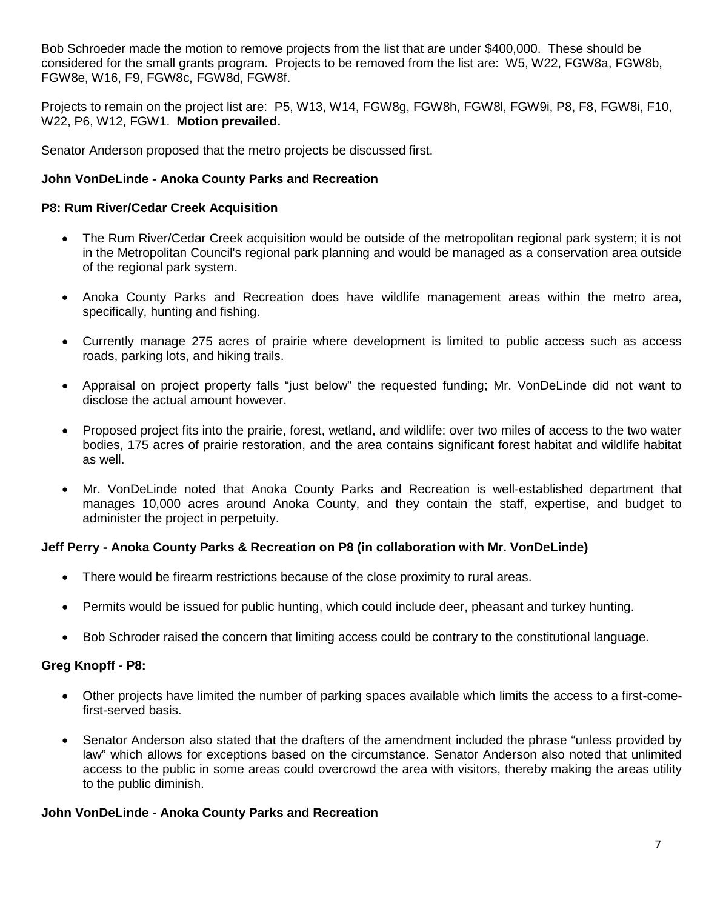Bob Schroeder made the motion to remove projects from the list that are under $400,000. These should be considered for the small grants program. Projects to be removed from the list are: W5, W22, FGW8a, FGW8b, FGW8e, W16, F9, FGW8c, FGW8d, FGW8f.

Projects to remain on the project list are: P5, W13, W14, FGW8g, FGW8h, FGW8l, FGW9i, P8, F8, FGW8i, F10, W22, P6, W12, FGW1. **Motion prevailed.**

Senator Anderson proposed that the metro projects be discussed first.

**John VonDeLinde - Anoka County Parks and Recreation**

**P8: Rum River/Cedar Creek Acquisition**

- The Rum River/Cedar Creek acquisition would be outside of the metropolitan regional park system; it is not in the Metropolitan Council's regional park planning and would be managed as a conservation area outside of the regional park system.
- Anoka County Parks and Recreation does have wildlife management areas within the metro area, specifically, hunting and fishing.
- Currently manage 275 acres of prairie where development is limited to public access such as access roads, parking lots, and hiking trails.
- Appraisal on project property falls "just below" the requested funding; Mr. VonDeLinde did not want to disclose the actual amount however.
- Proposed project fits into the prairie, forest, wetland, and wildlife: over two miles of access to the two water bodies, 175 acres of prairie restoration, and the area contains significant forest habitat and wildlife habitat as well.
- Mr. VonDeLinde noted that Anoka County Parks and Recreation is well-established department that manages 10,000 acres around Anoka County, and they contain the staff, expertise, and budget to administer the project in perpetuity.

**Jeff Perry - Anoka County Parks & Recreation on P8 (in collaboration with Mr. VonDeLinde)**

- There would be firearm restrictions because of the close proximity to rural areas.
- Permits would be issued for public hunting, which could include deer, pheasant and turkey hunting.
- Bob Schroder raised the concern that limiting access could be contrary to the constitutional language.

**Greg Knopff - P8:**

- Other projects have limited the number of parking spaces available which limits the access to a first-come-first-served basis.
- Senator Anderson also stated that the drafters of the amendment included the phrase "unless provided by law" which allows for exceptions based on the circumstance. Senator Anderson also noted that unlimited access to the public in some areas could overcrowd the area with visitors, thereby making the areas utility to the public diminish.

**John VonDeLinde - Anoka County Parks and Recreation**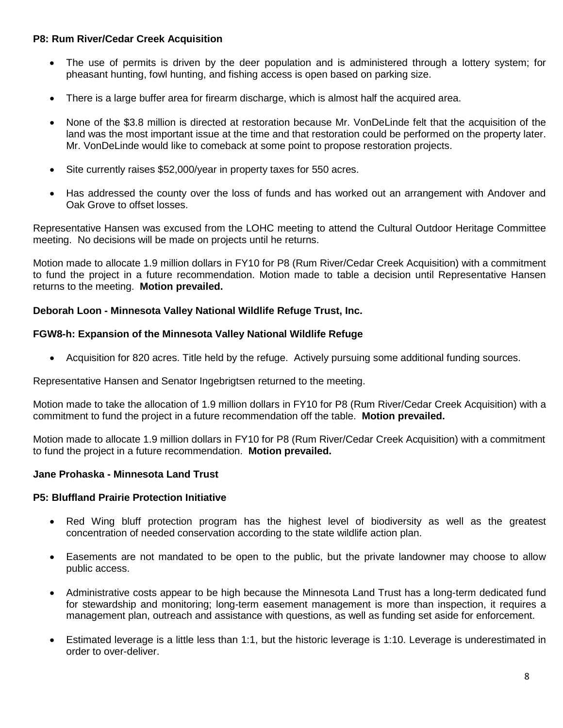**P8: Rum River/Cedar Creek Acquisition**

- The use of permits is driven by the deer population and is administered through a lottery system; for pheasant hunting, fowl hunting, and fishing access is open based on parking size.
- There is a large buffer area for firearm discharge, which is almost half the acquired area.
- None of the $3.8 million is directed at restoration because Mr. VonDeLinde felt that the acquisition of the land was the most important issue at the time and that restoration could be performed on the property later. Mr. VonDeLinde would like to comeback at some point to propose restoration projects.
- Site currently raises $52,000/year in property taxes for 550 acres.
- Has addressed the county over the loss of funds and has worked out an arrangement with Andover and Oak Grove to offset losses.

Representative Hansen was excused from the LOHC meeting to attend the Cultural Outdoor Heritage Committee meeting. No decisions will be made on projects until he returns.

Motion made to allocate 1.9 million dollars in FY10 for P8 (Rum River/Cedar Creek Acquisition) with a commitment to fund the project in a future recommendation. Motion made to table a decision until Representative Hansen returns to the meeting. **Motion prevailed.**

**Deborah Loon - Minnesota Valley National Wildlife Refuge Trust, Inc.**

**FGW8-h: Expansion of the Minnesota Valley National Wildlife Refuge**

- Acquisition for 820 acres. Title held by the refuge. Actively pursuing some additional funding sources.

Representative Hansen and Senator Ingebrigtsen returned to the meeting.

Motion made to take the allocation of 1.9 million dollars in FY10 for P8 (Rum River/Cedar Creek Acquisition) with a commitment to fund the project in a future recommendation off the table. **Motion prevailed.**

Motion made to allocate 1.9 million dollars in FY10 for P8 (Rum River/Cedar Creek Acquisition) with a commitment to fund the project in a future recommendation. **Motion prevailed.**

**Jane Prohaska - Minnesota Land Trust**

**P5: Bluffland Prairie Protection Initiative**

- Red Wing bluff protection program has the highest level of biodiversity as well as the greatest concentration of needed conservation according to the state wildlife action plan.
- Easements are not mandated to be open to the public, but the private landowner may choose to allow public access.
- Administrative costs appear to be high because the Minnesota Land Trust has a long-term dedicated fund for stewardship and monitoring; long-term easement management is more than inspection, it requires a management plan, outreach and assistance with questions, as well as funding set aside for enforcement.
- Estimated leverage is a little less than 1:1, but the historic leverage is 1:10. Leverage is underestimated in order to over-deliver.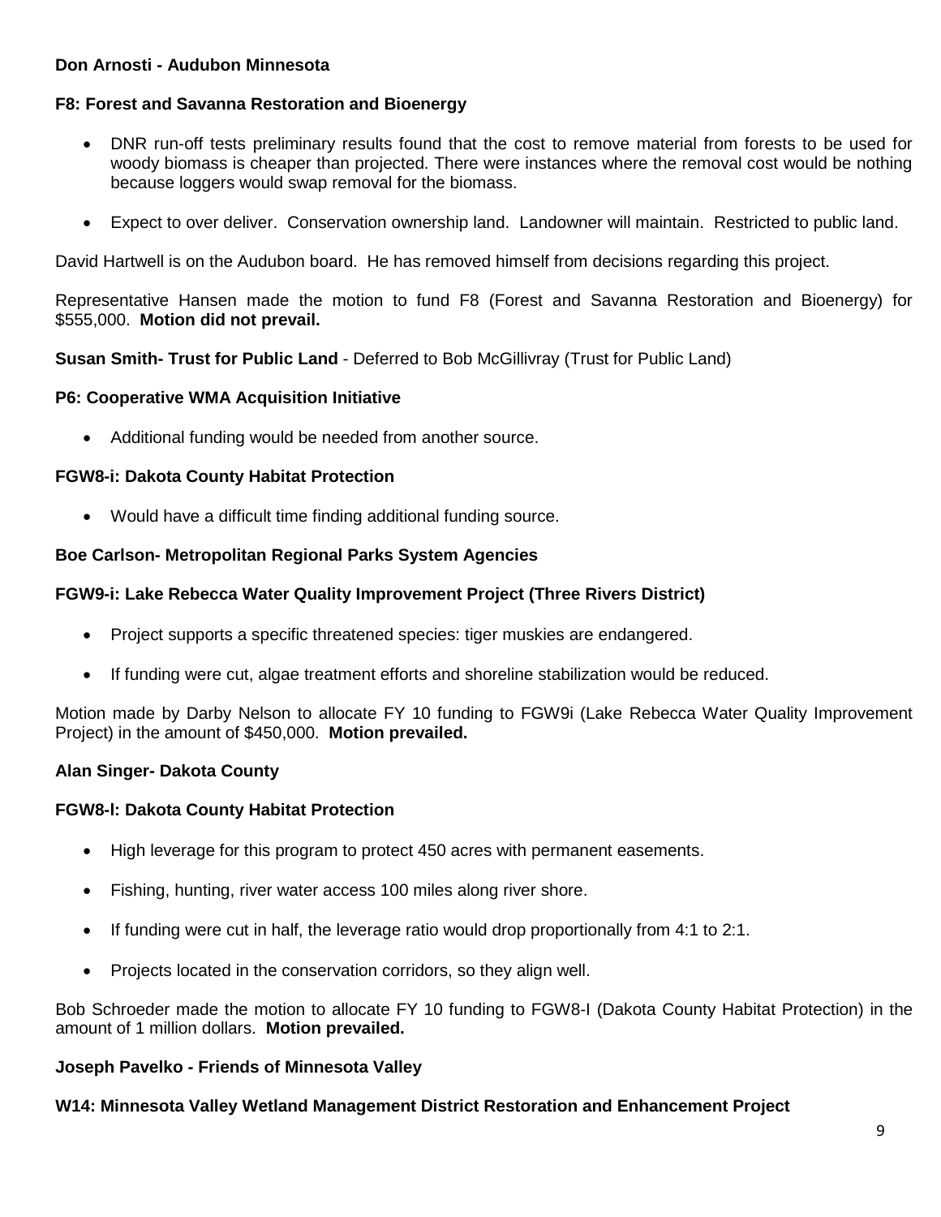**Don Arnosti - Audubon Minnesota**

**F8: Forest and Savanna Restoration and Bioenergy**

- DNR run-off tests preliminary results found that the cost to remove material from forests to be used for woody biomass is cheaper than projected. There were instances where the removal cost would be nothing because loggers would swap removal for the biomass.
- Expect to over deliver. Conservation ownership land. Landowner will maintain. Restricted to public land.

David Hartwell is on the Audubon board. He has removed himself from decisions regarding this project.

Representative Hansen made the motion to fund F8 (Forest and Savanna Restoration and Bioenergy) for $555,000. **Motion did not prevail.**

**Susan Smith- Trust for Public Land** - Deferred to Bob McGillivray (Trust for Public Land)

**P6: Cooperative WMA Acquisition Initiative**

- Additional funding would be needed from another source.

**FGW8-i: Dakota County Habitat Protection**

- Would have a difficult time finding additional funding source.

**Boe Carlson- Metropolitan Regional Parks System Agencies**

**FGW9-i: Lake Rebecca Water Quality Improvement Project (Three Rivers District)**

- Project supports a specific threatened species: tiger muskies are endangered.
- If funding were cut, algae treatment efforts and shoreline stabilization would be reduced.

Motion made by Darby Nelson to allocate FY 10 funding to FGW9i (Lake Rebecca Water Quality Improvement Project) in the amount of $450,000. **Motion prevailed.**

**Alan Singer- Dakota County**

**FGW8-I: Dakota County Habitat Protection**

- High leverage for this program to protect 450 acres with permanent easements.
- Fishing, hunting, river water access 100 miles along river shore.
- If funding were cut in half, the leverage ratio would drop proportionally from 4:1 to 2:1.
- Projects located in the conservation corridors, so they align well.

Bob Schroeder made the motion to allocate FY 10 funding to FGW8-I (Dakota County Habitat Protection) in the amount of 1 million dollars. **Motion prevailed.**

**Joseph Pavelko - Friends of Minnesota Valley**

**W14: Minnesota Valley Wetland Management District Restoration and Enhancement Project**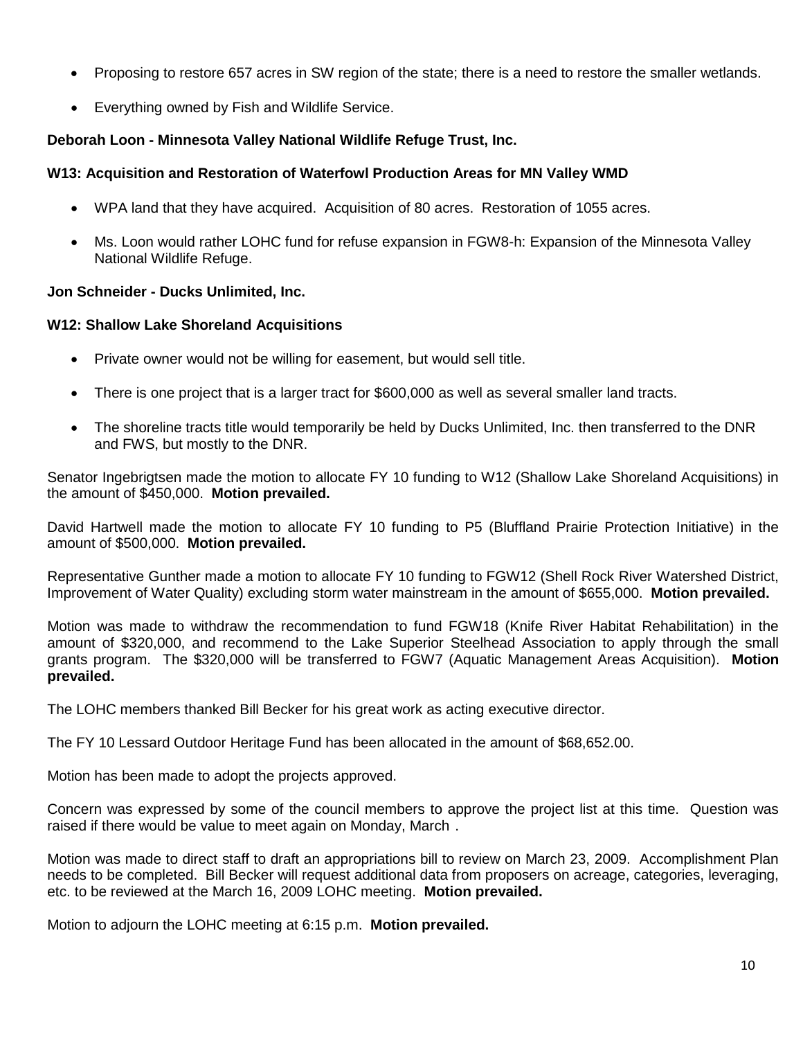- Proposing to restore 657 acres in SW region of the state; there is a need to restore the smaller wetlands.
- Everything owned by Fish and Wildlife Service.

**Deborah Loon - Minnesota Valley National Wildlife Refuge Trust, Inc.**

**W13: Acquisition and Restoration of Waterfowl Production Areas for MN Valley WMD**

- WPA land that they have acquired. Acquisition of 80 acres. Restoration of 1055 acres.
- Ms. Loon would rather LOHC fund for refuse expansion in FGW8-h: Expansion of the Minnesota Valley National Wildlife Refuge.

**Jon Schneider - Ducks Unlimited, Inc.**

**W12: Shallow Lake Shoreland Acquisitions**

- Private owner would not be willing for easement, but would sell title.
- There is one project that is a larger tract for $600,000 as well as several smaller land tracts.
- The shoreline tracts title would temporarily be held by Ducks Unlimited, Inc. then transferred to the DNR and FWS, but mostly to the DNR.

Senator Ingebrigtsen made the motion to allocate FY 10 funding to W12 (Shallow Lake Shoreland Acquisitions) in the amount of $450,000. **Motion prevailed.**

David Hartwell made the motion to allocate FY 10 funding to P5 (Bluffland Prairie Protection Initiative) in the amount of $500,000. **Motion prevailed.**

Representative Gunther made a motion to allocate FY 10 funding to FGW12 (Shell Rock River Watershed District, Improvement of Water Quality) excluding storm water mainstream in the amount of $655,000. **Motion prevailed.**

Motion was made to withdraw the recommendation to fund FGW18 (Knife River Habitat Rehabilitation) in the amount of $320,000, and recommend to the Lake Superior Steelhead Association to apply through the small grants program. The $320,000 will be transferred to FGW7 (Aquatic Management Areas Acquisition). **Motion prevailed.**

The LOHC members thanked Bill Becker for his great work as acting executive director.

The FY 10 Lessard Outdoor Heritage Fund has been allocated in the amount of $68,652.00.

Motion has been made to adopt the projects approved.

Concern was expressed by some of the council members to approve the project list at this time. Question was raised if there would be value to meet again on Monday, March .

Motion was made to direct staff to draft an appropriations bill to review on March 23, 2009. Accomplishment Plan needs to be completed. Bill Becker will request additional data from proposers on acreage, categories, leveraging, etc. to be reviewed at the March 16, 2009 LOHC meeting. **Motion prevailed.**

Motion to adjourn the LOHC meeting at 6:15 p.m. **Motion prevailed.**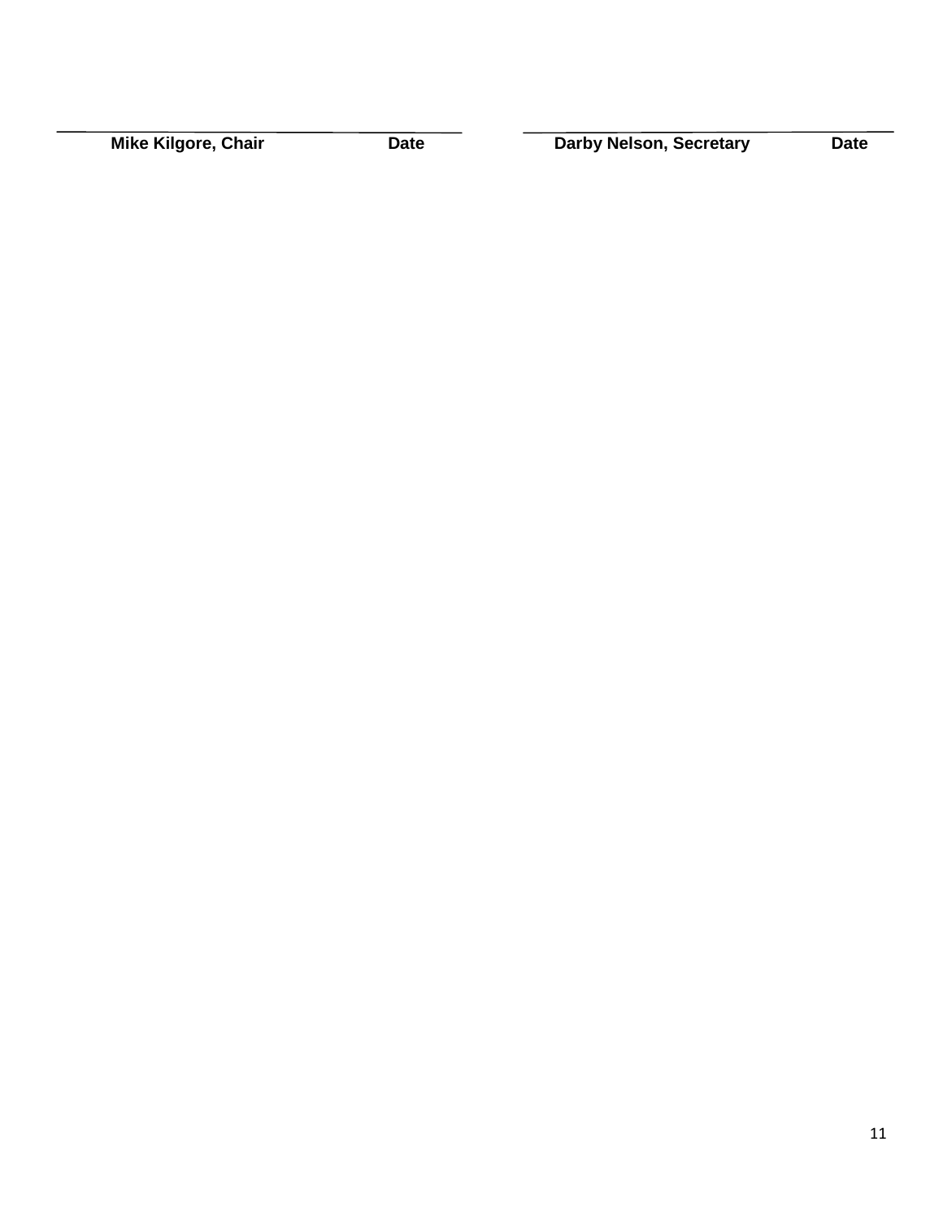| | | | |
|---|---|---|---|
| **Mike Kilgore, Chair** | **Date** | **Darby Nelson, Secretary** | **Date** |